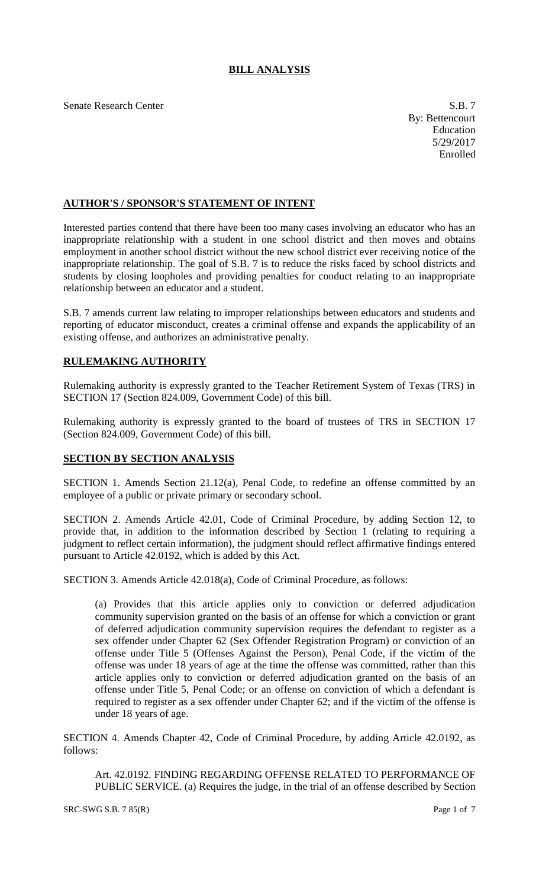# BILL ANALYSIS

Senate Research Center

S.B. 7
By: Bettencourt
Education
5/29/2017
Enrolled

## AUTHOR'S / SPONSOR'S STATEMENT OF INTENT

Interested parties contend that there have been too many cases involving an educator who has an inappropriate relationship with a student in one school district and then moves and obtains employment in another school district without the new school district ever receiving notice of the inappropriate relationship. The goal of S.B. 7 is to reduce the risks faced by school districts and students by closing loopholes and providing penalties for conduct relating to an inappropriate relationship between an educator and a student.

S.B. 7 amends current law relating to improper relationships between educators and students and reporting of educator misconduct, creates a criminal offense and expands the applicability of an existing offense, and authorizes an administrative penalty.

## RULEMAKING AUTHORITY

Rulemaking authority is expressly granted to the Teacher Retirement System of Texas (TRS) in SECTION 17 (Section 824.009, Government Code) of this bill.

Rulemaking authority is expressly granted to the board of trustees of TRS in SECTION 17 (Section 824.009, Government Code) of this bill.

## SECTION BY SECTION ANALYSIS

SECTION 1. Amends Section 21.12(a), Penal Code, to redefine an offense committed by an employee of a public or private primary or secondary school.

SECTION 2. Amends Article 42.01, Code of Criminal Procedure, by adding Section 12, to provide that, in addition to the information described by Section 1 (relating to requiring a judgment to reflect certain information), the judgment should reflect affirmative findings entered pursuant to Article 42.0192, which is added by this Act.

SECTION 3. Amends Article 42.018(a), Code of Criminal Procedure, as follows:

(a) Provides that this article applies only to conviction or deferred adjudication community supervision granted on the basis of an offense for which a conviction or grant of deferred adjudication community supervision requires the defendant to register as a sex offender under Chapter 62 (Sex Offender Registration Program) or conviction of an offense under Title 5 (Offenses Against the Person), Penal Code, if the victim of the offense was under 18 years of age at the time the offense was committed, rather than this article applies only to conviction or deferred adjudication granted on the basis of an offense under Title 5, Penal Code; or an offense on conviction of which a defendant is required to register as a sex offender under Chapter 62; and if the victim of the offense is under 18 years of age.

SECTION 4. Amends Chapter 42, Code of Criminal Procedure, by adding Article 42.0192, as follows:

Art. 42.0192. FINDING REGARDING OFFENSE RELATED TO PERFORMANCE OF PUBLIC SERVICE. (a) Requires the judge, in the trial of an offense described by Section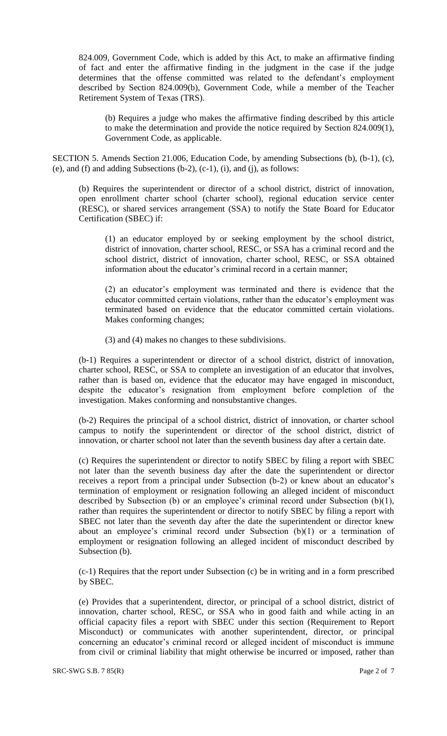824.009, Government Code, which is added by this Act, to make an affirmative finding of fact and enter the affirmative finding in the judgment in the case if the judge determines that the offense committed was related to the defendant's employment described by Section 824.009(b), Government Code, while a member of the Teacher Retirement System of Texas (TRS).

(b) Requires a judge who makes the affirmative finding described by this article to make the determination and provide the notice required by Section 824.009(1), Government Code, as applicable.

SECTION 5. Amends Section 21.006, Education Code, by amending Subsections (b), (b-1), (c), (e), and (f) and adding Subsections (b-2), (c-1), (i), and (j), as follows:

(b) Requires the superintendent or director of a school district, district of innovation, open enrollment charter school (charter school), regional education service center (RESC), or shared services arrangement (SSA) to notify the State Board for Educator Certification (SBEC) if:

(1) an educator employed by or seeking employment by the school district, district of innovation, charter school, RESC, or SSA has a criminal record and the school district, district of innovation, charter school, RESC, or SSA obtained information about the educator's criminal record in a certain manner;

(2) an educator's employment was terminated and there is evidence that the educator committed certain violations, rather than the educator's employment was terminated based on evidence that the educator committed certain violations. Makes conforming changes;

(3) and (4) makes no changes to these subdivisions.

(b-1) Requires a superintendent or director of a school district, district of innovation, charter school, RESC, or SSA to complete an investigation of an educator that involves, rather than is based on, evidence that the educator may have engaged in misconduct, despite the educator's resignation from employment before completion of the investigation. Makes conforming and nonsubstantive changes.

(b-2) Requires the principal of a school district, district of innovation, or charter school campus to notify the superintendent or director of the school district, district of innovation, or charter school not later than the seventh business day after a certain date.

(c) Requires the superintendent or director to notify SBEC by filing a report with SBEC not later than the seventh business day after the date the superintendent or director receives a report from a principal under Subsection (b-2) or knew about an educator's termination of employment or resignation following an alleged incident of misconduct described by Subsection (b) or an employee's criminal record under Subsection (b)(1), rather than requires the superintendent or director to notify SBEC by filing a report with SBEC not later than the seventh day after the date the superintendent or director knew about an employee's criminal record under Subsection (b)(1) or a termination of employment or resignation following an alleged incident of misconduct described by Subsection (b).

(c-1) Requires that the report under Subsection (c) be in writing and in a form prescribed by SBEC.

(e) Provides that a superintendent, director, or principal of a school district, district of innovation, charter school, RESC, or SSA who in good faith and while acting in an official capacity files a report with SBEC under this section (Requirement to Report Misconduct) or communicates with another superintendent, director, or principal concerning an educator's criminal record or alleged incident of misconduct is immune from civil or criminal liability that might otherwise be incurred or imposed, rather than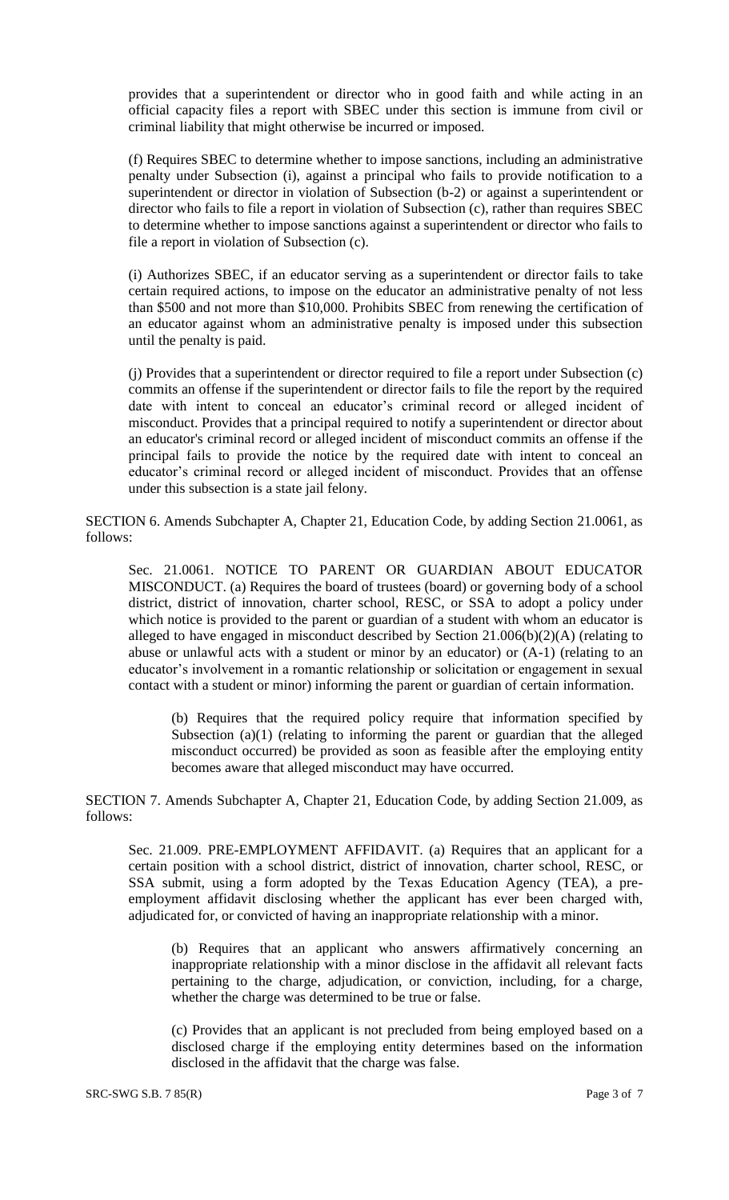provides that a superintendent or director who in good faith and while acting in an official capacity files a report with SBEC under this section is immune from civil or criminal liability that might otherwise be incurred or imposed.

(f) Requires SBEC to determine whether to impose sanctions, including an administrative penalty under Subsection (i), against a principal who fails to provide notification to a superintendent or director in violation of Subsection (b-2) or against a superintendent or director who fails to file a report in violation of Subsection (c), rather than requires SBEC to determine whether to impose sanctions against a superintendent or director who fails to file a report in violation of Subsection (c).

(i) Authorizes SBEC, if an educator serving as a superintendent or director fails to take certain required actions, to impose on the educator an administrative penalty of not less than $500 and not more than $10,000. Prohibits SBEC from renewing the certification of an educator against whom an administrative penalty is imposed under this subsection until the penalty is paid.

(j) Provides that a superintendent or director required to file a report under Subsection (c) commits an offense if the superintendent or director fails to file the report by the required date with intent to conceal an educator's criminal record or alleged incident of misconduct. Provides that a principal required to notify a superintendent or director about an educator's criminal record or alleged incident of misconduct commits an offense if the principal fails to provide the notice by the required date with intent to conceal an educator's criminal record or alleged incident of misconduct. Provides that an offense under this subsection is a state jail felony.

SECTION 6. Amends Subchapter A, Chapter 21, Education Code, by adding Section 21.0061, as follows:

Sec. 21.0061. NOTICE TO PARENT OR GUARDIAN ABOUT EDUCATOR MISCONDUCT. (a) Requires the board of trustees (board) or governing body of a school district, district of innovation, charter school, RESC, or SSA to adopt a policy under which notice is provided to the parent or guardian of a student with whom an educator is alleged to have engaged in misconduct described by Section 21.006(b)(2)(A) (relating to abuse or unlawful acts with a student or minor by an educator) or (A-1) (relating to an educator's involvement in a romantic relationship or solicitation or engagement in sexual contact with a student or minor) informing the parent or guardian of certain information.

(b) Requires that the required policy require that information specified by Subsection (a)(1) (relating to informing the parent or guardian that the alleged misconduct occurred) be provided as soon as feasible after the employing entity becomes aware that alleged misconduct may have occurred.

SECTION 7. Amends Subchapter A, Chapter 21, Education Code, by adding Section 21.009, as follows:

Sec. 21.009. PRE-EMPLOYMENT AFFIDAVIT. (a) Requires that an applicant for a certain position with a school district, district of innovation, charter school, RESC, or SSA submit, using a form adopted by the Texas Education Agency (TEA), a pre-employment affidavit disclosing whether the applicant has ever been charged with, adjudicated for, or convicted of having an inappropriate relationship with a minor.

(b) Requires that an applicant who answers affirmatively concerning an inappropriate relationship with a minor disclose in the affidavit all relevant facts pertaining to the charge, adjudication, or conviction, including, for a charge, whether the charge was determined to be true or false.

(c) Provides that an applicant is not precluded from being employed based on a disclosed charge if the employing entity determines based on the information disclosed in the affidavit that the charge was false.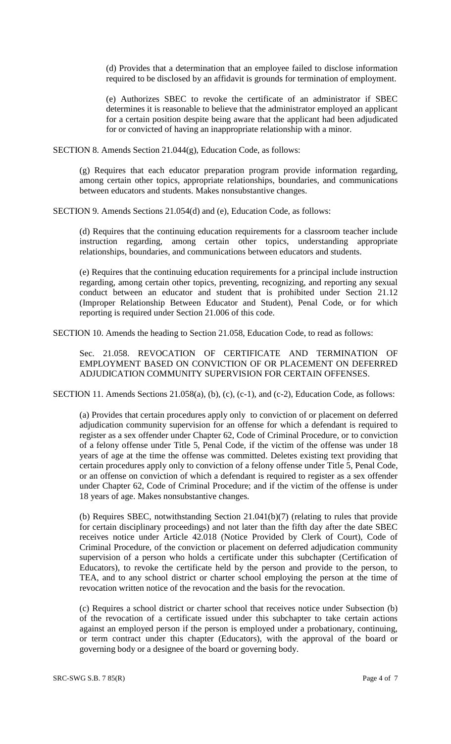(d) Provides that a determination that an employee failed to disclose information required to be disclosed by an affidavit is grounds for termination of employment.

(e) Authorizes SBEC to revoke the certificate of an administrator if SBEC determines it is reasonable to believe that the administrator employed an applicant for a certain position despite being aware that the applicant had been adjudicated for or convicted of having an inappropriate relationship with a minor.

SECTION 8. Amends Section 21.044(g), Education Code, as follows:

(g) Requires that each educator preparation program provide information regarding, among certain other topics, appropriate relationships, boundaries, and communications between educators and students. Makes nonsubstantive changes.

SECTION 9. Amends Sections 21.054(d) and (e), Education Code, as follows:

(d) Requires that the continuing education requirements for a classroom teacher include instruction regarding, among certain other topics, understanding appropriate relationships, boundaries, and communications between educators and students.

(e) Requires that the continuing education requirements for a principal include instruction regarding, among certain other topics, preventing, recognizing, and reporting any sexual conduct between an educator and student that is prohibited under Section 21.12 (Improper Relationship Between Educator and Student), Penal Code, or for which reporting is required under Section 21.006 of this code.

SECTION 10. Amends the heading to Section 21.058, Education Code, to read as follows:

Sec. 21.058. REVOCATION OF CERTIFICATE AND TERMINATION OF EMPLOYMENT BASED ON CONVICTION OF OR PLACEMENT ON DEFERRED ADJUDICATION COMMUNITY SUPERVISION FOR CERTAIN OFFENSES.

SECTION 11. Amends Sections 21.058(a), (b), (c), (c-1), and (c-2), Education Code, as follows:

(a) Provides that certain procedures apply only to conviction of or placement on deferred adjudication community supervision for an offense for which a defendant is required to register as a sex offender under Chapter 62, Code of Criminal Procedure, or to conviction of a felony offense under Title 5, Penal Code, if the victim of the offense was under 18 years of age at the time the offense was committed. Deletes existing text providing that certain procedures apply only to conviction of a felony offense under Title 5, Penal Code, or an offense on conviction of which a defendant is required to register as a sex offender under Chapter 62, Code of Criminal Procedure; and if the victim of the offense is under 18 years of age. Makes nonsubstantive changes.

(b) Requires SBEC, notwithstanding Section 21.041(b)(7) (relating to rules that provide for certain disciplinary proceedings) and not later than the fifth day after the date SBEC receives notice under Article 42.018 (Notice Provided by Clerk of Court), Code of Criminal Procedure, of the conviction or placement on deferred adjudication community supervision of a person who holds a certificate under this subchapter (Certification of Educators), to revoke the certificate held by the person and provide to the person, to TEA, and to any school district or charter school employing the person at the time of revocation written notice of the revocation and the basis for the revocation.

(c) Requires a school district or charter school that receives notice under Subsection (b) of the revocation of a certificate issued under this subchapter to take certain actions against an employed person if the person is employed under a probationary, continuing, or term contract under this chapter (Educators), with the approval of the board or governing body or a designee of the board or governing body.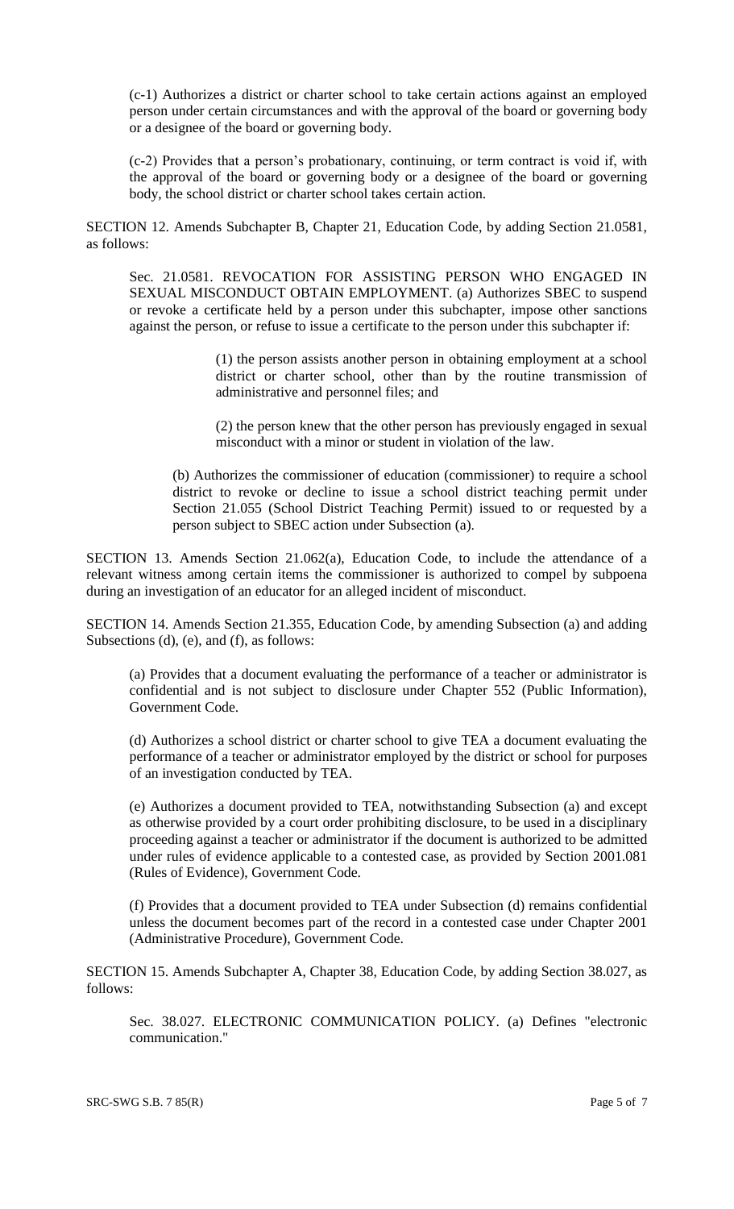(c-1) Authorizes a district or charter school to take certain actions against an employed person under certain circumstances and with the approval of the board or governing body or a designee of the board or governing body.

(c-2) Provides that a person's probationary, continuing, or term contract is void if, with the approval of the board or governing body or a designee of the board or governing body, the school district or charter school takes certain action.

SECTION 12. Amends Subchapter B, Chapter 21, Education Code, by adding Section 21.0581, as follows:

Sec. 21.0581. REVOCATION FOR ASSISTING PERSON WHO ENGAGED IN SEXUAL MISCONDUCT OBTAIN EMPLOYMENT. (a) Authorizes SBEC to suspend or revoke a certificate held by a person under this subchapter, impose other sanctions against the person, or refuse to issue a certificate to the person under this subchapter if:

(1) the person assists another person in obtaining employment at a school district or charter school, other than by the routine transmission of administrative and personnel files; and

(2) the person knew that the other person has previously engaged in sexual misconduct with a minor or student in violation of the law.

(b) Authorizes the commissioner of education (commissioner) to require a school district to revoke or decline to issue a school district teaching permit under Section 21.055 (School District Teaching Permit) issued to or requested by a person subject to SBEC action under Subsection (a).

SECTION 13. Amends Section 21.062(a), Education Code, to include the attendance of a relevant witness among certain items the commissioner is authorized to compel by subpoena during an investigation of an educator for an alleged incident of misconduct.

SECTION 14. Amends Section 21.355, Education Code, by amending Subsection (a) and adding Subsections (d), (e), and (f), as follows:

(a) Provides that a document evaluating the performance of a teacher or administrator is confidential and is not subject to disclosure under Chapter 552 (Public Information), Government Code.

(d) Authorizes a school district or charter school to give TEA a document evaluating the performance of a teacher or administrator employed by the district or school for purposes of an investigation conducted by TEA.

(e) Authorizes a document provided to TEA, notwithstanding Subsection (a) and except as otherwise provided by a court order prohibiting disclosure, to be used in a disciplinary proceeding against a teacher or administrator if the document is authorized to be admitted under rules of evidence applicable to a contested case, as provided by Section 2001.081 (Rules of Evidence), Government Code.

(f) Provides that a document provided to TEA under Subsection (d) remains confidential unless the document becomes part of the record in a contested case under Chapter 2001 (Administrative Procedure), Government Code.

SECTION 15. Amends Subchapter A, Chapter 38, Education Code, by adding Section 38.027, as follows:

Sec. 38.027. ELECTRONIC COMMUNICATION POLICY. (a) Defines "electronic communication."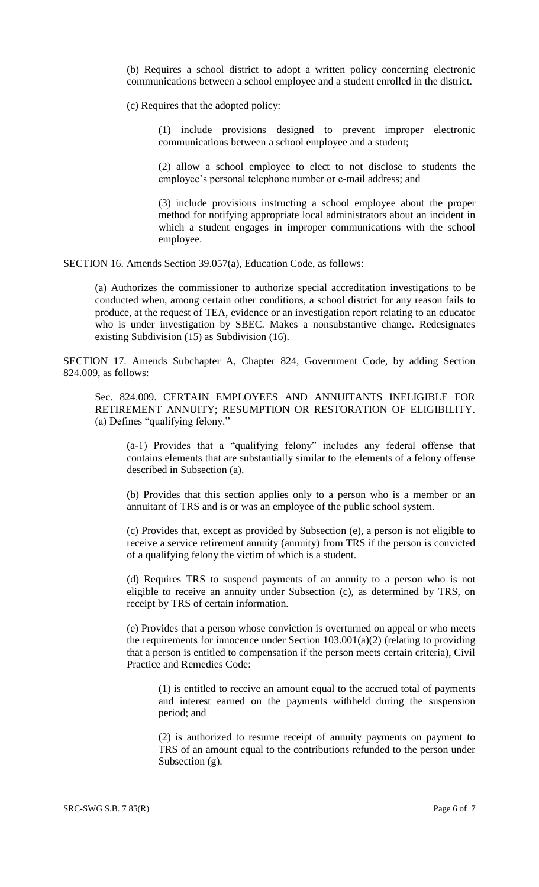(b) Requires a school district to adopt a written policy concerning electronic communications between a school employee and a student enrolled in the district.

(c) Requires that the adopted policy:

(1) include provisions designed to prevent improper electronic communications between a school employee and a student;

(2) allow a school employee to elect to not disclose to students the employee's personal telephone number or e-mail address; and

(3) include provisions instructing a school employee about the proper method for notifying appropriate local administrators about an incident in which a student engages in improper communications with the school employee.

SECTION 16. Amends Section 39.057(a), Education Code, as follows:

(a) Authorizes the commissioner to authorize special accreditation investigations to be conducted when, among certain other conditions, a school district for any reason fails to produce, at the request of TEA, evidence or an investigation report relating to an educator who is under investigation by SBEC. Makes a nonsubstantive change. Redesignates existing Subdivision (15) as Subdivision (16).

SECTION 17. Amends Subchapter A, Chapter 824, Government Code, by adding Section 824.009, as follows:

Sec. 824.009. CERTAIN EMPLOYEES AND ANNUITANTS INELIGIBLE FOR RETIREMENT ANNUITY; RESUMPTION OR RESTORATION OF ELIGIBILITY. (a) Defines "qualifying felony."

(a-1) Provides that a "qualifying felony" includes any federal offense that contains elements that are substantially similar to the elements of a felony offense described in Subsection (a).

(b) Provides that this section applies only to a person who is a member or an annuitant of TRS and is or was an employee of the public school system.

(c) Provides that, except as provided by Subsection (e), a person is not eligible to receive a service retirement annuity (annuity) from TRS if the person is convicted of a qualifying felony the victim of which is a student.

(d) Requires TRS to suspend payments of an annuity to a person who is not eligible to receive an annuity under Subsection (c), as determined by TRS, on receipt by TRS of certain information.

(e) Provides that a person whose conviction is overturned on appeal or who meets the requirements for innocence under Section 103.001(a)(2) (relating to providing that a person is entitled to compensation if the person meets certain criteria), Civil Practice and Remedies Code:

(1) is entitled to receive an amount equal to the accrued total of payments and interest earned on the payments withheld during the suspension period; and

(2) is authorized to resume receipt of annuity payments on payment to TRS of an amount equal to the contributions refunded to the person under Subsection (g).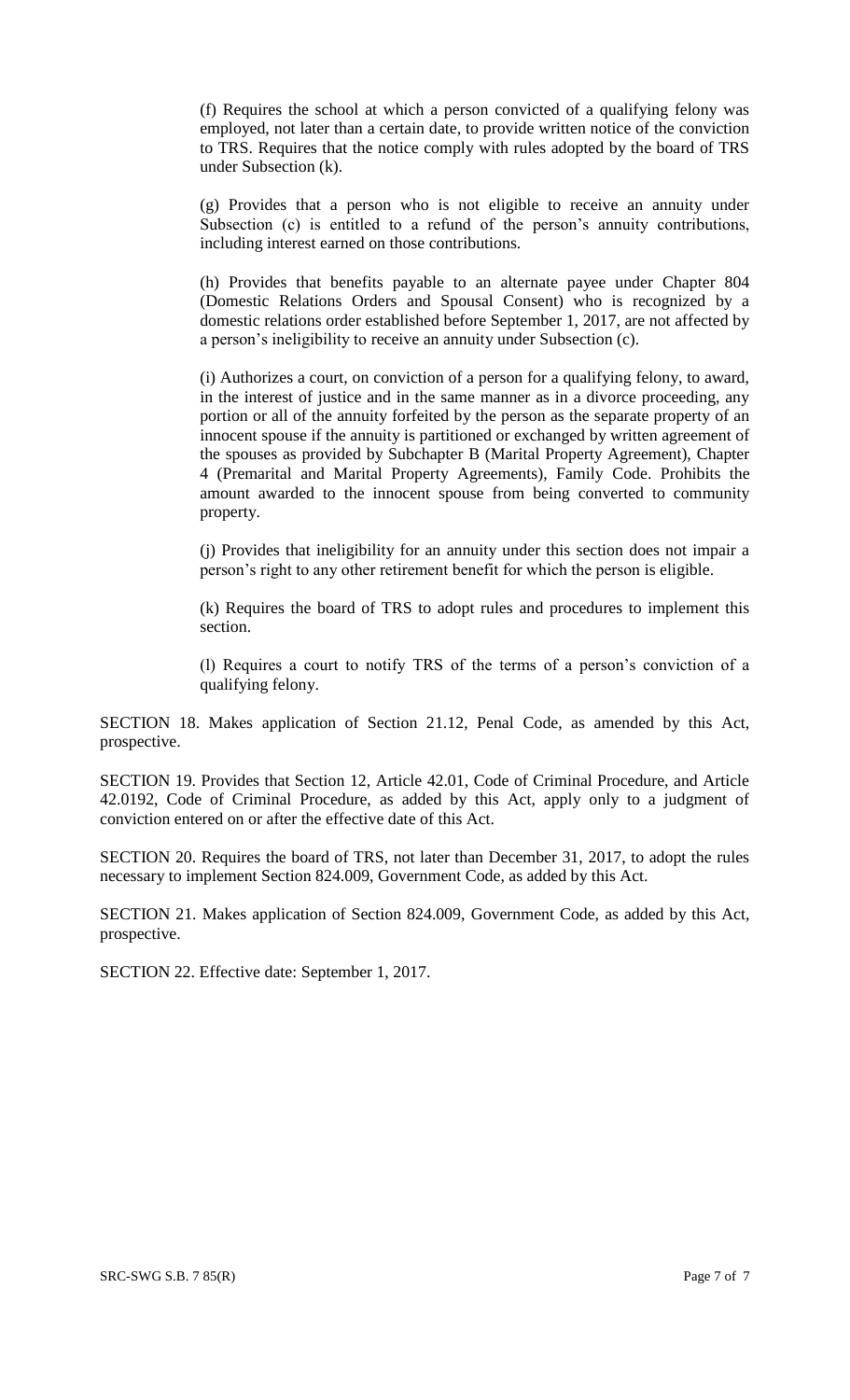(f) Requires the school at which a person convicted of a qualifying felony was employed, not later than a certain date, to provide written notice of the conviction to TRS. Requires that the notice comply with rules adopted by the board of TRS under Subsection (k).

(g) Provides that a person who is not eligible to receive an annuity under Subsection (c) is entitled to a refund of the person's annuity contributions, including interest earned on those contributions.

(h) Provides that benefits payable to an alternate payee under Chapter 804 (Domestic Relations Orders and Spousal Consent) who is recognized by a domestic relations order established before September 1, 2017, are not affected by a person's ineligibility to receive an annuity under Subsection (c).

(i) Authorizes a court, on conviction of a person for a qualifying felony, to award, in the interest of justice and in the same manner as in a divorce proceeding, any portion or all of the annuity forfeited by the person as the separate property of an innocent spouse if the annuity is partitioned or exchanged by written agreement of the spouses as provided by Subchapter B (Marital Property Agreement), Chapter 4 (Premarital and Marital Property Agreements), Family Code. Prohibits the amount awarded to the innocent spouse from being converted to community property.

(j) Provides that ineligibility for an annuity under this section does not impair a person's right to any other retirement benefit for which the person is eligible.

(k) Requires the board of TRS to adopt rules and procedures to implement this section.

(l) Requires a court to notify TRS of the terms of a person's conviction of a qualifying felony.

SECTION 18. Makes application of Section 21.12, Penal Code, as amended by this Act, prospective.

SECTION 19. Provides that Section 12, Article 42.01, Code of Criminal Procedure, and Article 42.0192, Code of Criminal Procedure, as added by this Act, apply only to a judgment of conviction entered on or after the effective date of this Act.

SECTION 20. Requires the board of TRS, not later than December 31, 2017, to adopt the rules necessary to implement Section 824.009, Government Code, as added by this Act.

SECTION 21. Makes application of Section 824.009, Government Code, as added by this Act, prospective.

SECTION 22. Effective date: September 1, 2017.

SRC-SWG S.B. 7 85(R)